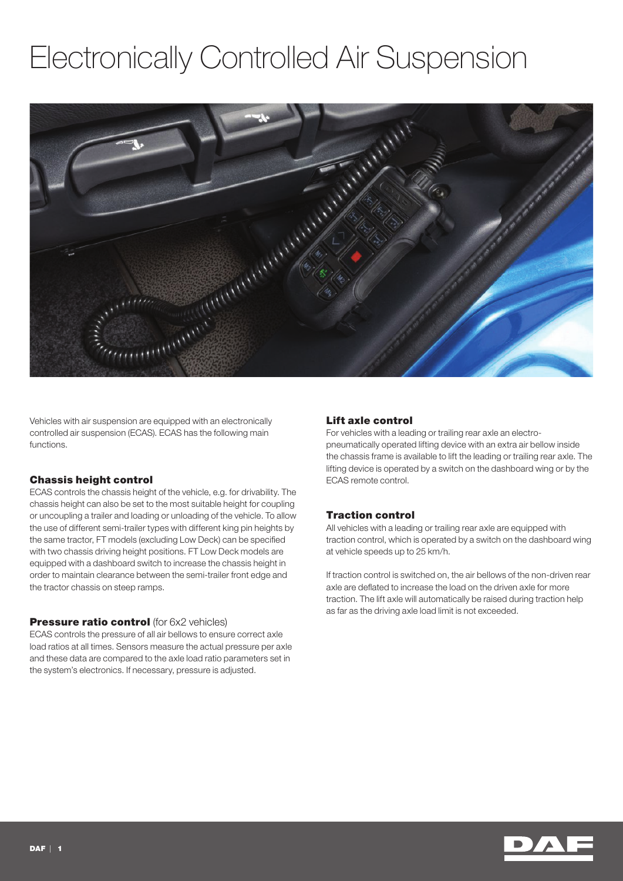# Electronically Controlled Air Suspension

Vehicles with air suspension are equipped with an electronically controlled air suspension (ECAS). ECAS has the following main functions.

## Chassis height control

ECAS controls the chassis height of the vehicle, e.g. for drivability. The chassis height can also be set to the most suitable height for coupling or uncoupling a trailer and loading or unloading of the vehicle. To allow the use of different semi-trailer types with different king pin heights by the same tractor, FT models (excluding Low Deck) can be specified with two chassis driving height positions. FT Low Deck models are equipped with a dashboard switch to increase the chassis height in order to maintain clearance between the semi-trailer front edge and the tractor chassis on steep ramps.

## Pressure ratio control (for 6x2 vehicles)

ECAS controls the pressure of all air bellows to ensure correct axle load ratios at all times. Sensors measure the actual pressure per axle and these data are compared to the axle load ratio parameters set in the system's electronics. If necessary, pressure is adjusted.

## Lift axle control

For vehicles with a leading or trailing rear axle an electro-pneumatically operated lifting device with an extra air bellow inside the chassis frame is available to lift the leading or trailing rear axle. The lifting device is operated by a switch on the dashboard wing or by the ECAS remote control.

## Traction control

All vehicles with a leading or trailing rear axle are equipped with traction control, which is operated by a switch on the dashboard wing at vehicle speeds up to 25 km/h.

If traction control is switched on, the air bellows of the non-driven rear axle are deflated to increase the load on the driven axle for more traction. The lift axle will automatically be raised during traction help as far as the driving axle load limit is not exceeded.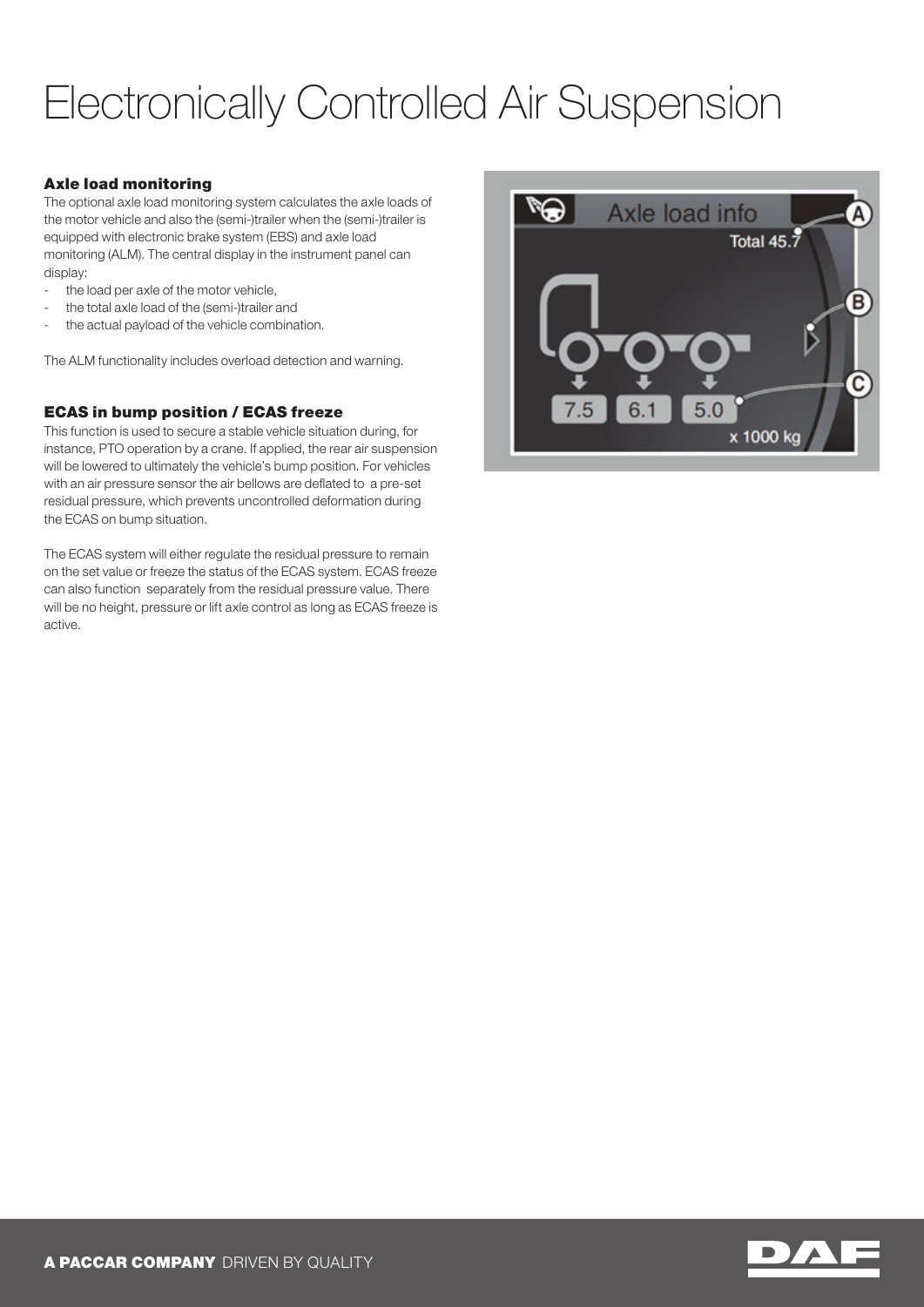# Electronically Controlled Air Suspension

### Axle load monitoring

The optional axle load monitoring system calculates the axle loads of the motor vehicle and also the (semi-)trailer when the (semi-)trailer is equipped with electronic brake system (EBS) and axle load monitoring (ALM). The central display in the instrument panel can display:

- the load per axle of the motor vehicle,
- the total axle load of the (semi-)trailer and
- the actual payload of the vehicle combination.

The ALM functionality includes overload detection and warning.

Axle load info
Total 45.7
A
B
C
7.5
6.1
5.0
x 1000 kg

### ECAS in bump position / ECAS freeze

This function is used to secure a stable vehicle situation during, for instance, PTO operation by a crane. If applied, the rear air suspension will be lowered to ultimately the vehicle's bump position. For vehicles with an air pressure sensor the air bellows are deflated to a pre-set residual pressure, which prevents uncontrolled deformation during the ECAS on bump situation.

The ECAS system will either regulate the residual pressure to remain on the set value or freeze the status of the ECAS system. ECAS freeze can also function separately from the residual pressure value. There will be no height, pressure or lift axle control as long as ECAS freeze is active.